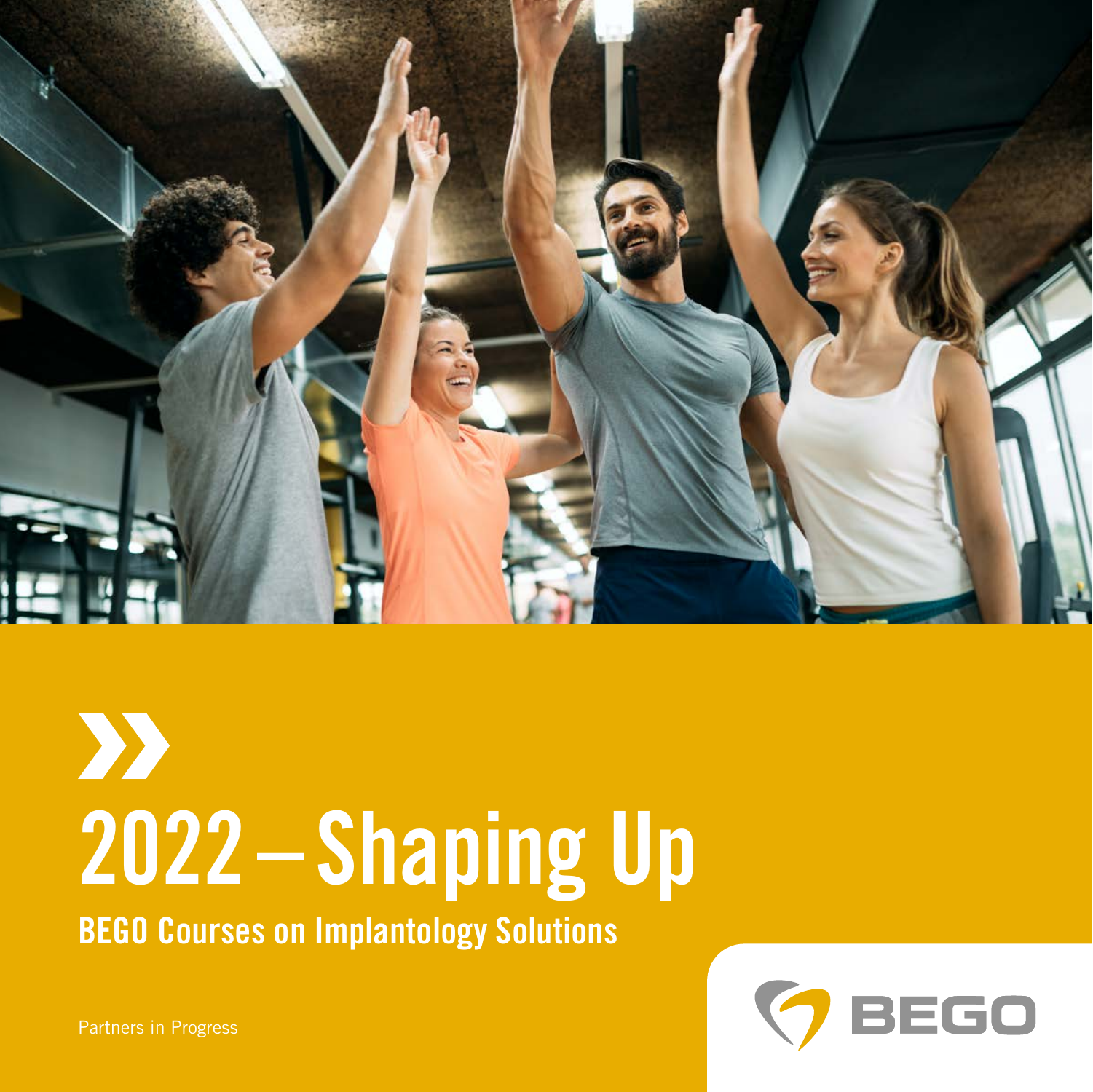# 2022 – Shaping Up

## BEGO Courses on Implantology Solutions

Partners in Progress

BEGO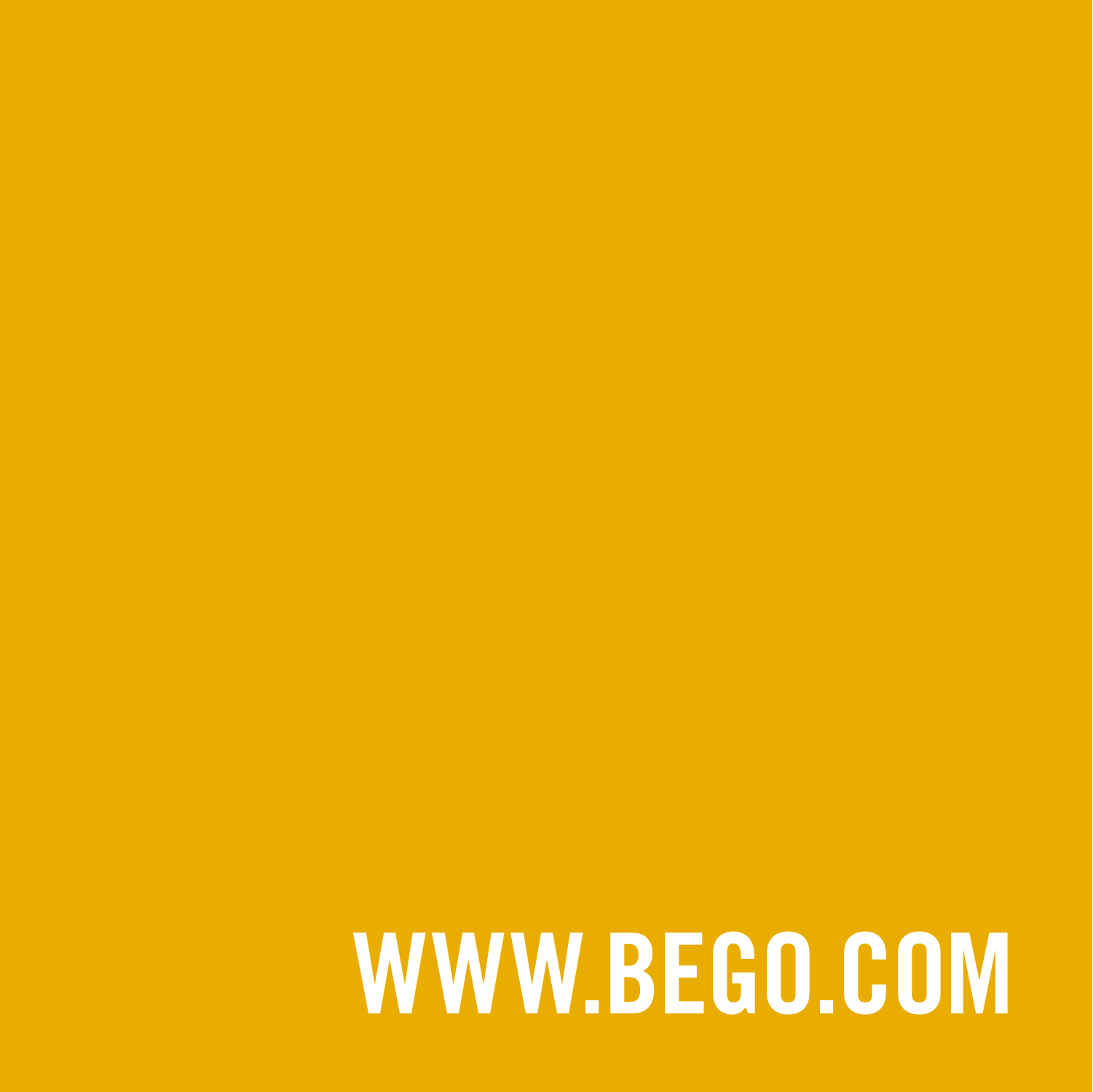WWW.BEGO.COM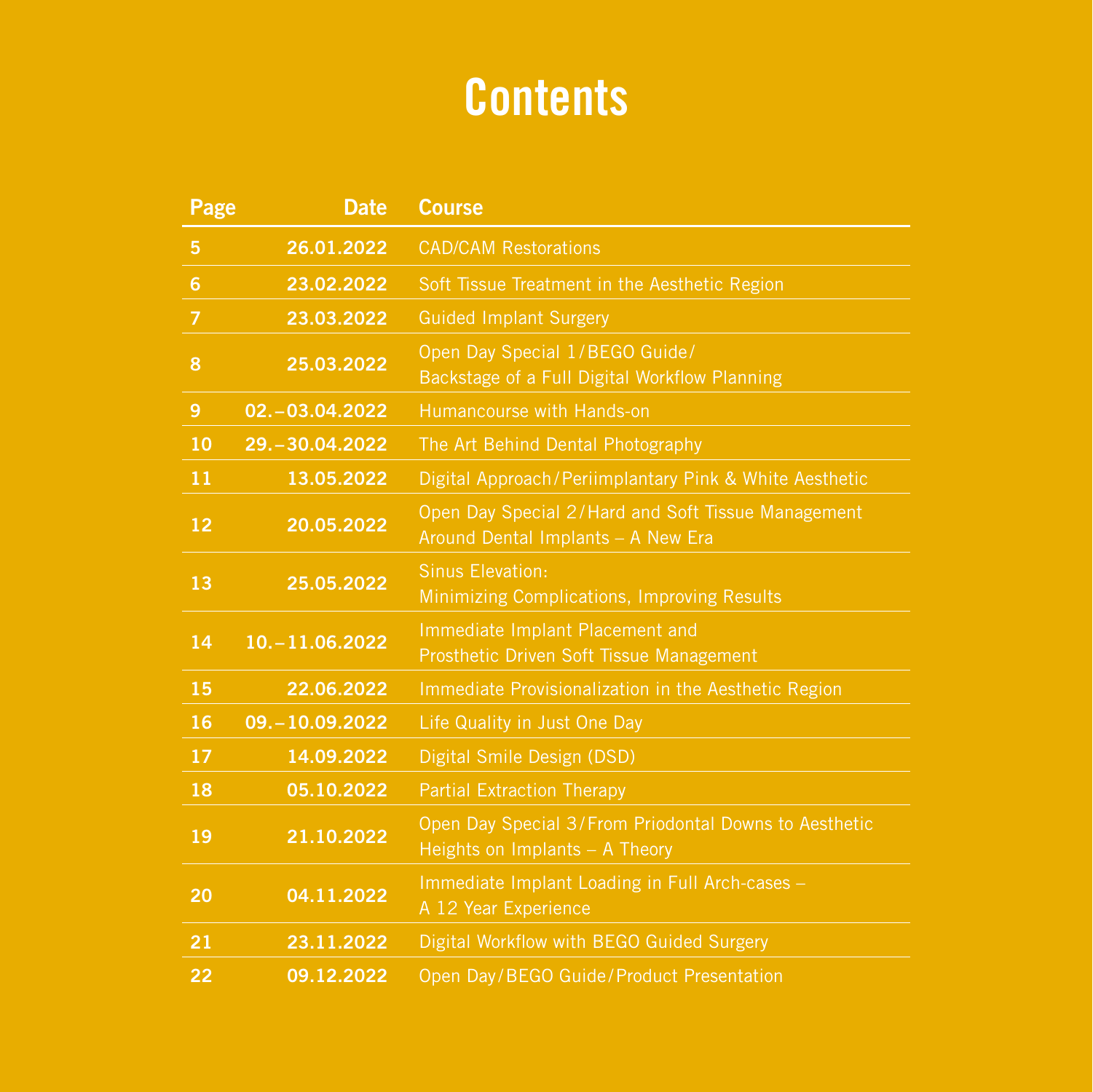# Contents

| Page | Date | Course |
|---|---|---|
| 5 | 26.01.2022 | CAD/CAM Restorations |
| 6 | 23.02.2022 | Soft Tissue Treatment in the Aesthetic Region |
| 7 | 23.03.2022 | Guided Implant Surgery |
| 8 | 25.03.2022 | Open Day Special 1/BEGO Guide/ Backstage of a Full Digital Workflow Planning |
| 9 | 02.–03.04.2022 | Humancourse with Hands-on |
| 10 | 29.–30.04.2022 | The Art Behind Dental Photography |
| 11 | 13.05.2022 | Digital Approach/Periimplantary Pink & White Aesthetic |
| 12 | 20.05.2022 | Open Day Special 2/Hard and Soft Tissue Management Around Dental Implants – A New Era |
| 13 | 25.05.2022 | Sinus Elevation: Minimizing Complications, Improving Results |
| 14 | 10.–11.06.2022 | Immediate Implant Placement and Prosthetic Driven Soft Tissue Management |
| 15 | 22.06.2022 | Immediate Provisionalization in the Aesthetic Region |
| 16 | 09.–10.09.2022 | Life Quality in Just One Day |
| 17 | 14.09.2022 | Digital Smile Design (DSD) |
| 18 | 05.10.2022 | Partial Extraction Therapy |
| 19 | 21.10.2022 | Open Day Special 3/From Priodontal Downs to Aesthetic Heights on Implants – A Theory |
| 20 | 04.11.2022 | Immediate Implant Loading in Full Arch-cases – A 12 Year Experience |
| 21 | 23.11.2022 | Digital Workflow with BEGO Guided Surgery |
| 22 | 09.12.2022 | Open Day/BEGO Guide/Product Presentation |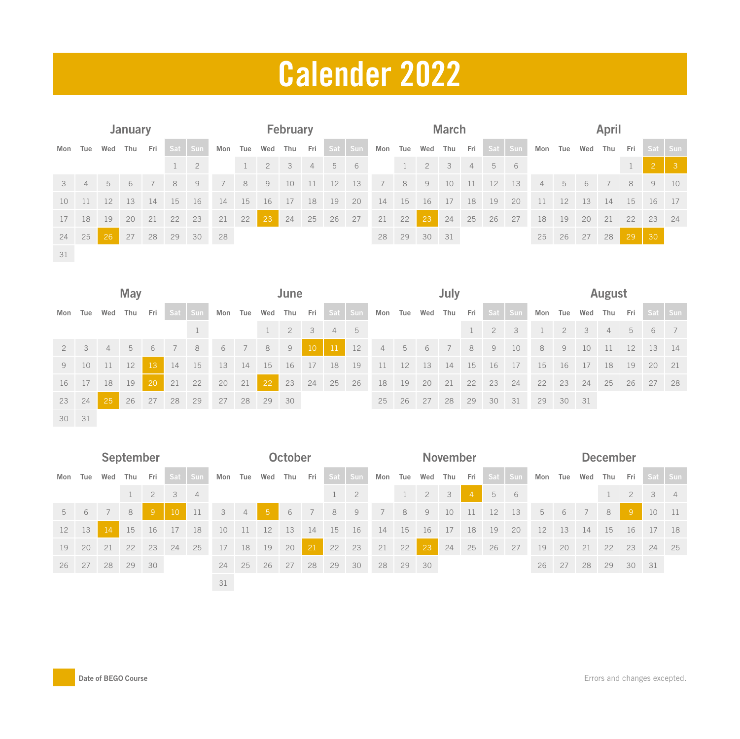# Calender 2022

## January

| Mon | Tue | Wed | Thu | Fri | Sat | Sun |
|---|---|---|---|---|---|---|
| | | | | | 1 | 2 |
| 3 | 4 | 5 | 6 | 7 | 8 | 9 |
| 10 | 11 | 12 | 13 | 14 | 15 | 16 |
| 17 | 18 | 19 | 20 | 21 | 22 | 23 |
| 24 | 25 | **26** | 27 | 28 | 29 | 30 |
| 31 | | | | | | |

## February

| Mon | Tue | Wed | Thu | Fri | Sat | Sun |
|---|---|---|---|---|---|---|
| | 1 | 2 | 3 | 4 | 5 | 6 |
| 7 | 8 | 9 | 10 | 11 | 12 | 13 |
| 14 | 15 | 16 | 17 | 18 | 19 | 20 |
| 21 | 22 | **23** | 24 | 25 | 26 | 27 |
| 28 | | | | | | |

## March

| Mon | Tue | Wed | Thu | Fri | Sat | Sun |
|---|---|---|---|---|---|---|
| | 1 | 2 | 3 | 4 | 5 | 6 |
| 7 | 8 | 9 | 10 | 11 | 12 | 13 |
| 14 | 15 | 16 | 17 | 18 | 19 | 20 |
| 21 | 22 | **23** | 24 | 25 | 26 | 27 |
| 28 | 29 | 30 | 31 | | | |

## April

| Mon | Tue | Wed | Thu | Fri | Sat | Sun |
|---|---|---|---|---|---|---|
| | | | | 1 | **2** | **3** |
| 4 | 5 | 6 | 7 | 8 | 9 | 10 |
| 11 | 12 | 13 | 14 | 15 | 16 | 17 |
| 18 | 19 | 20 | 21 | 22 | 23 | 24 |
| 25 | 26 | 27 | 28 | **29** | **30** | |

## May

| Mon | Tue | Wed | Thu | Fri | Sat | Sun |
|---|---|---|---|---|---|---|
| | | | | | | 1 |
| 2 | 3 | 4 | 5 | 6 | 7 | 8 |
| 9 | 10 | 11 | 12 | **13** | 14 | 15 |
| 16 | 17 | 18 | 19 | **20** | 21 | 22 |
| 23 | 24 | **25** | 26 | 27 | 28 | 29 |
| 30 | 31 | | | | | |

## June

| Mon | Tue | Wed | Thu | Fri | Sat | Sun |
|---|---|---|---|---|---|---|
| | | 1 | 2 | 3 | 4 | 5 |
| 6 | 7 | 8 | 9 | **10** | **11** | 12 |
| 13 | 14 | 15 | 16 | 17 | 18 | 19 |
| 20 | 21 | **22** | 23 | 24 | 25 | 26 |
| 27 | 28 | 29 | 30 | | | |

## July

| Mon | Tue | Wed | Thu | Fri | Sat | Sun |
|---|---|---|---|---|---|---|
| | | | | 1 | 2 | 3 |
| 4 | 5 | 6 | 7 | 8 | 9 | 10 |
| 11 | 12 | 13 | 14 | 15 | 16 | 17 |
| 18 | 19 | 20 | 21 | 22 | 23 | 24 |
| 25 | 26 | 27 | 28 | 29 | 30 | 31 |

## August

| Mon | Tue | Wed | Thu | Fri | Sat | Sun |
|---|---|---|---|---|---|---|
| 1 | 2 | 3 | 4 | 5 | 6 | 7 |
| 8 | 9 | 10 | 11 | 12 | 13 | 14 |
| 15 | 16 | 17 | 18 | 19 | 20 | 21 |
| 22 | 23 | 24 | 25 | 26 | 27 | 28 |
| 29 | 30 | 31 | | | | |

## September

| Mon | Tue | Wed | Thu | Fri | Sat | Sun |
|---|---|---|---|---|---|---|
| | | | 1 | 2 | 3 | 4 |
| 5 | 6 | 7 | 8 | **9** | **10** | 11 |
| 12 | 13 | **14** | 15 | 16 | 17 | 18 |
| 19 | 20 | 21 | 22 | 23 | 24 | 25 |
| 26 | 27 | 28 | 29 | 30 | | |

## October

| Mon | Tue | Wed | Thu | Fri | Sat | Sun |
|---|---|---|---|---|---|---|
| | | | | | 1 | 2 |
| 3 | 4 | **5** | 6 | 7 | 8 | 9 |
| 10 | 11 | 12 | 13 | 14 | 15 | 16 |
| 17 | 18 | 19 | 20 | **21** | 22 | 23 |
| 24 | 25 | 26 | 27 | 28 | 29 | 30 |
| 31 | | | | | | |

## November

| Mon | Tue | Wed | Thu | Fri | Sat | Sun |
|---|---|---|---|---|---|---|
| | 1 | 2 | 3 | **4** | 5 | 6 |
| 7 | 8 | 9 | 10 | 11 | 12 | 13 |
| 14 | 15 | 16 | 17 | 18 | 19 | 20 |
| 21 | 22 | **23** | 24 | 25 | 26 | 27 |
| 28 | 29 | 30 | | | | |

## December

| Mon | Tue | Wed | Thu | Fri | Sat | Sun |
|---|---|---|---|---|---|---|
| | | | 1 | 2 | 3 | 4 |
| 5 | 6 | 7 | 8 | **9** | 10 | 11 |
| 12 | 13 | 14 | 15 | 16 | 17 | 18 |
| 19 | 20 | 21 | 22 | 23 | 24 | 25 |
| 26 | 27 | 28 | 29 | 30 | 31 | |

**Date of BEGO Course** (highlighted dates shown in bold)

Errors and changes excepted.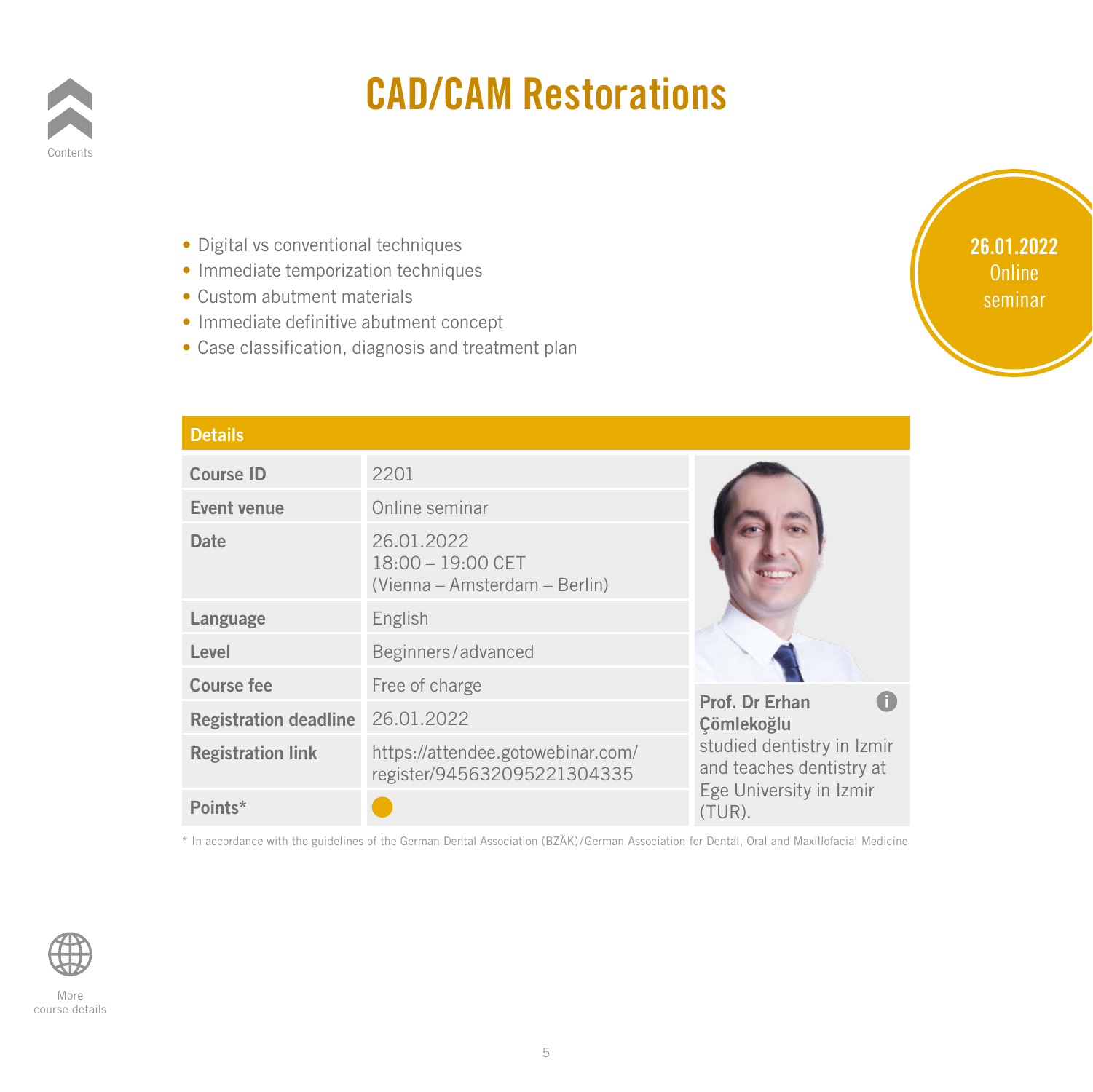# CAD/CAM Restorations

- Digital vs conventional techniques
- Immediate temporization techniques
- Custom abutment materials
- Immediate definitive abutment concept
- Case classification, diagnosis and treatment plan

**26.01.2022**
Online seminar

## Details

| | |
|---|---|
| **Course ID** | 2201 |
| **Event venue** | Online seminar |
| **Date** | 26.01.2022<br>18:00 – 19:00 CET<br>(Vienna – Amsterdam – Berlin) |
| **Language** | English |
| **Level** | Beginners/advanced |
| **Course fee** | Free of charge |
| **Registration deadline** | 26.01.2022 |
| **Registration link** | https://attendee.gotowebinar.com/register/945632095221304335 |
| **Points*** | ● |

**Prof. Dr Erhan Çömlekoğlu** studied dentistry in Izmir and teaches dentistry at Ege University in Izmir (TUR).

* In accordance with the guidelines of the German Dental Association (BZÄK)/German Association for Dental, Oral and Maxillofacial Medicine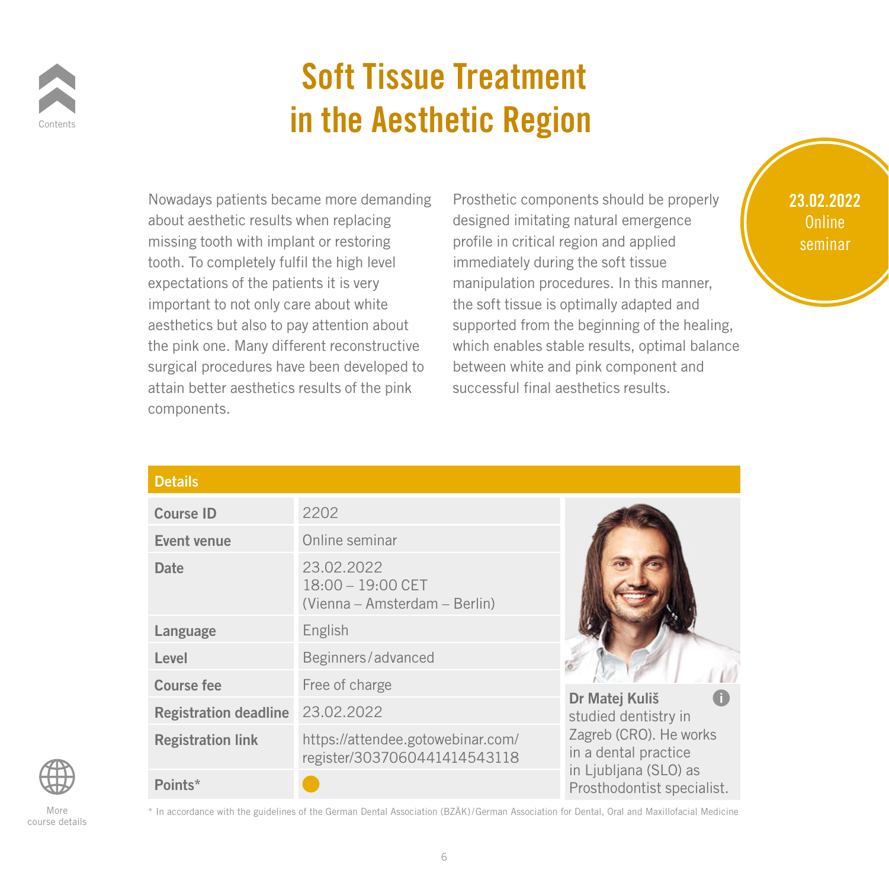# Soft Tissue Treatment in the Aesthetic Region

**23.02.2022**
Online seminar

Nowadays patients became more demanding about aesthetic results when replacing missing tooth with implant or restoring tooth. To completely fulfil the high level expectations of the patients it is very important to not only care about white aesthetics but also to pay attention about the pink one. Many different reconstructive surgical procedures have been developed to attain better aesthetics results of the pink components.

Prosthetic components should be properly designed imitating natural emergence profile in critical region and applied immediately during the soft tissue manipulation procedures. In this manner, the soft tissue is optimally adapted and supported from the beginning of the healing, which enables stable results, optimal balance between white and pink component and successful final aesthetics results.

## Details

| | |
|---|---|
| **Course ID** | 2202 |
| **Event venue** | Online seminar |
| **Date** | 23.02.2022<br>18:00 – 19:00 CET<br>(Vienna – Amsterdam – Berlin) |
| **Language** | English |
| **Level** | Beginners/advanced |
| **Course fee** | Free of charge |
| **Registration deadline** | 23.02.2022 |
| **Registration link** | https://attendee.gotowebinar.com/register/3037060441414543118 |
| **Points*** | ● |

**Dr Matej Kuliš** studied dentistry in Zagreb (CRO). He works in a dental practice in Ljubljana (SLO) as Prosthodontist specialist.

* In accordance with the guidelines of the German Dental Association (BZÄK)/German Association for Dental, Oral and Maxillofacial Medicine

Contents

More course details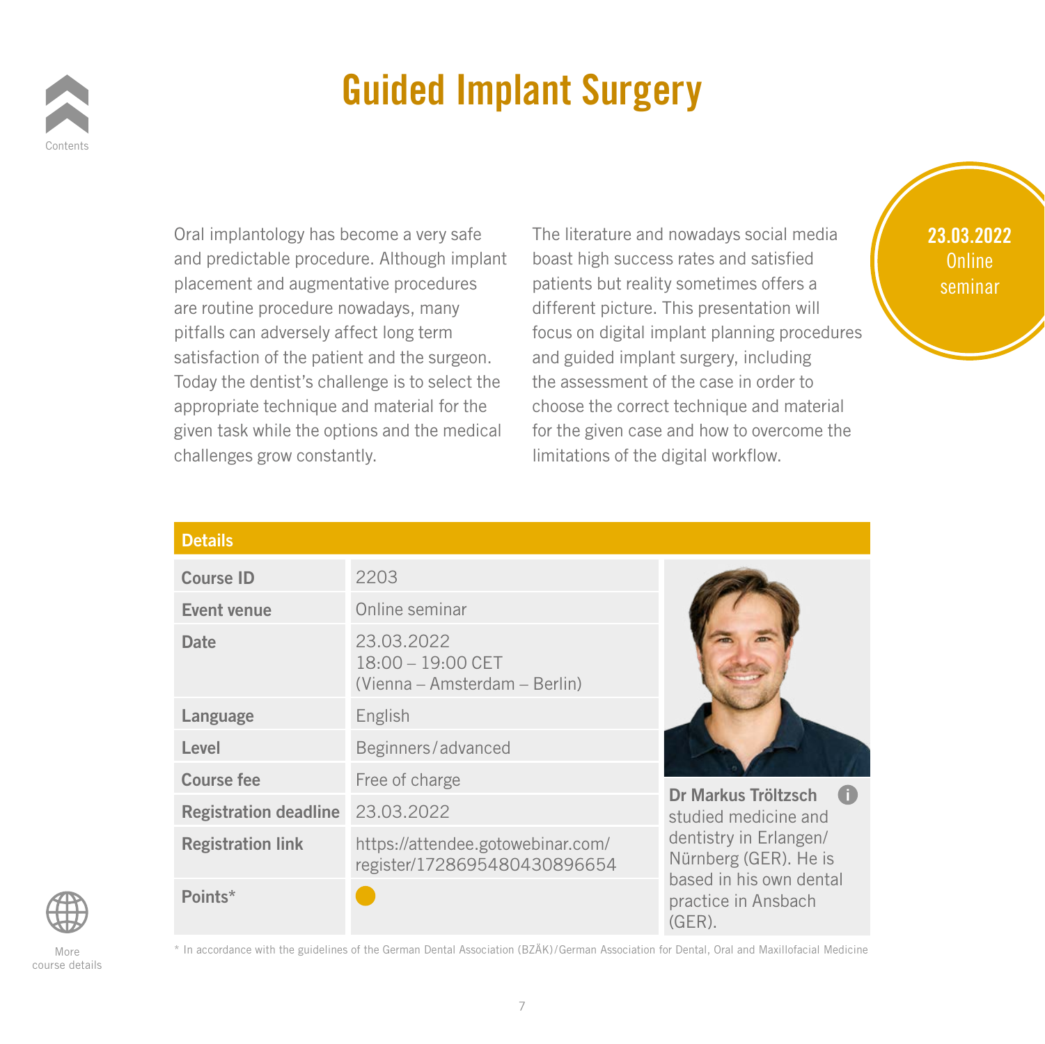# Guided Implant Surgery

Oral implantology has become a very safe and predictable procedure. Although implant placement and augmentative procedures are routine procedure nowadays, many pitfalls can adversely affect long term satisfaction of the patient and the surgeon. Today the dentist's challenge is to select the appropriate technique and material for the given task while the options and the medical challenges grow constantly.

The literature and nowadays social media boast high success rates and satisfied patients but reality sometimes offers a different picture. This presentation will focus on digital implant planning procedures and guided implant surgery, including the assessment of the case in order to choose the correct technique and material for the given case and how to overcome the limitations of the digital workflow.

**23.03.2022**
Online seminar

## Details

| | |
|---|---|
| **Course ID** | 2203 |
| **Event venue** | Online seminar |
| **Date** | 23.03.2022<br>18:00 – 19:00 CET<br>(Vienna – Amsterdam – Berlin) |
| **Language** | English |
| **Level** | Beginners/advanced |
| **Course fee** | Free of charge |
| **Registration deadline** | 23.03.2022 |
| **Registration link** | https://attendee.gotowebinar.com/register/1728695480430896654 |
| **Points*** | ● |

**Dr Markus Tröltzsch** studied medicine and dentistry in Erlangen/Nürnberg (GER). He is based in his own dental practice in Ansbach (GER).

* In accordance with the guidelines of the German Dental Association (BZÄK)/German Association for Dental, Oral and Maxillofacial Medicine

More course details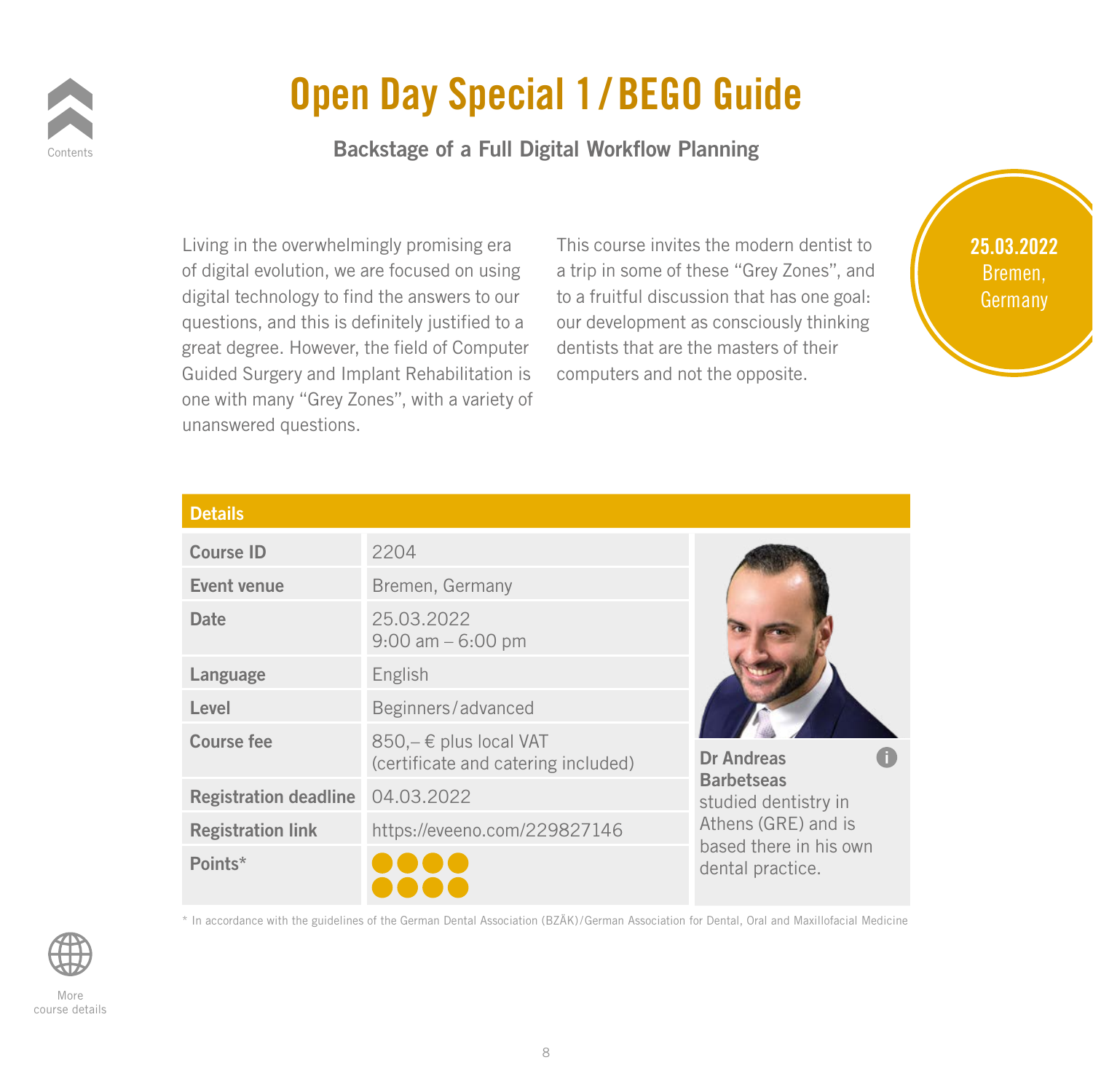# Open Day Special 1 / BEGO Guide

## Backstage of a Full Digital Workflow Planning

**25.03.2022**
Bremen, Germany

Living in the overwhelmingly promising era of digital evolution, we are focused on using digital technology to find the answers to our questions, and this is definitely justified to a great degree. However, the field of Computer Guided Surgery and Implant Rehabilitation is one with many "Grey Zones", with a variety of unanswered questions.

This course invites the modern dentist to a trip in some of these "Grey Zones", and to a fruitful discussion that has one goal: our development as consciously thinking dentists that are the masters of their computers and not the opposite.

### Details

| | |
|---|---|
| **Course ID** | 2204 |
| **Event venue** | Bremen, Germany |
| **Date** | 25.03.2022<br>9:00 am – 6:00 pm |
| **Language** | English |
| **Level** | Beginners / advanced |
| **Course fee** | 850,– € plus local VAT<br>(certificate and catering included) |
| **Registration deadline** | 04.03.2022 |
| **Registration link** | https://eveeno.com/229827146 |
| **Points*** | ●●●●●●●● |

**Dr Andreas Barbetseas** studied dentistry in Athens (GRE) and is based there in his own dental practice.

* In accordance with the guidelines of the German Dental Association (BZÄK) / German Association for Dental, Oral and Maxillofacial Medicine

More course details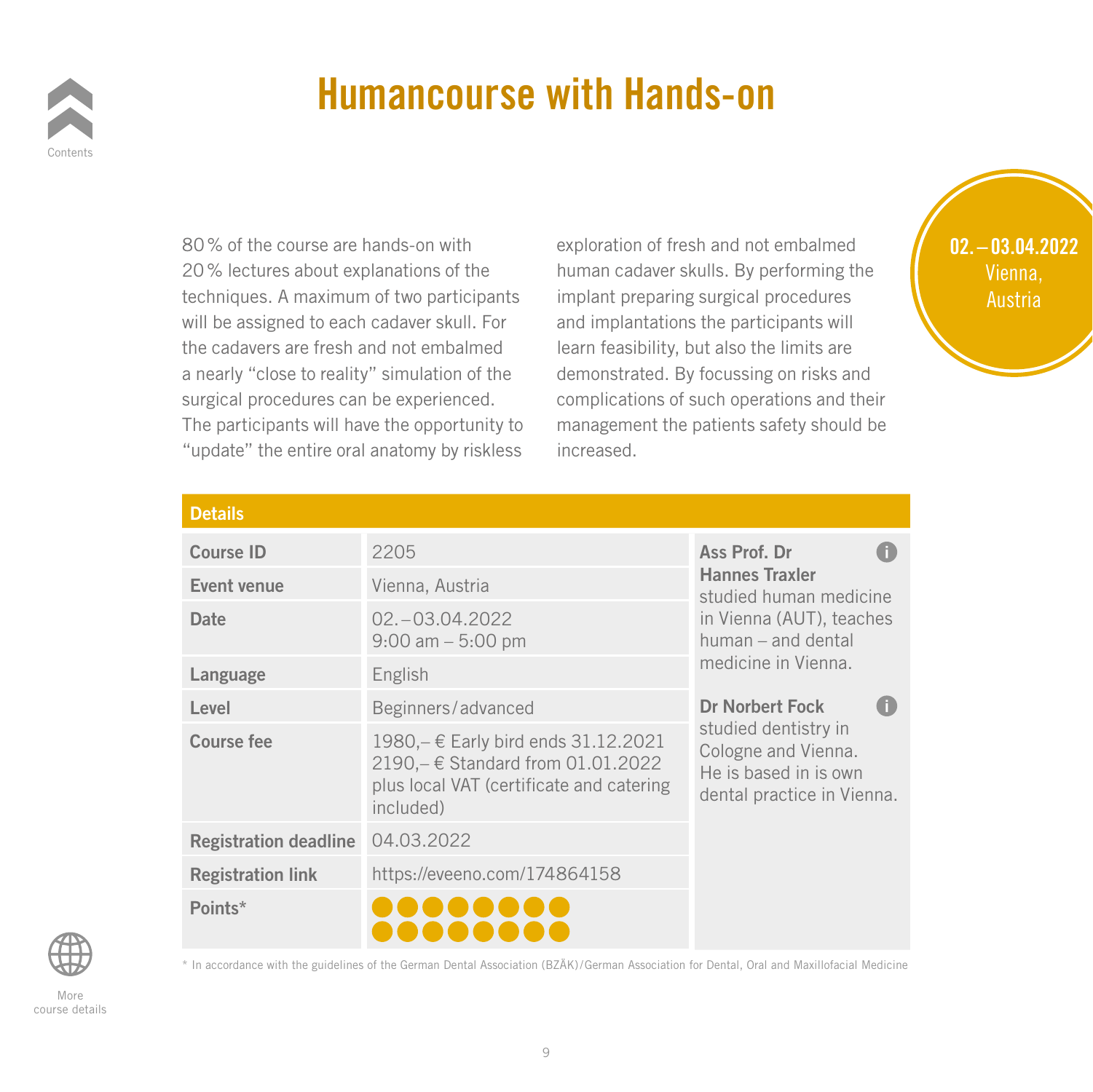# Humancourse with Hands-on

02. – 03.04.2022
Vienna, Austria

80 % of the course are hands-on with 20 % lectures about explanations of the techniques. A maximum of two participants will be assigned to each cadaver skull. For the cadavers are fresh and not embalmed a nearly "close to reality" simulation of the surgical procedures can be experienced. The participants will have the opportunity to "update" the entire oral anatomy by riskless exploration of fresh and not embalmed human cadaver skulls. By performing the implant preparing surgical procedures and implantations the participants will learn feasibility, but also the limits are demonstrated. By focussing on risks and complications of such operations and their management the patients safety should be increased.

## Details

| | |
|---|---|
| **Course ID** | 2205 |
| **Event venue** | Vienna, Austria |
| **Date** | 02. – 03.04.2022<br>9:00 am – 5:00 pm |
| **Language** | English |
| **Level** | Beginners/advanced |
| **Course fee** | 1980,– € Early bird ends 31.12.2021<br>2190,– € Standard from 01.01.2022<br>plus local VAT (certificate and catering included) |
| **Registration deadline** | 04.03.2022 |
| **Registration link** | https://eveeno.com/174864158 |
| **Points*** | ●●●●●●●●●●●●●●●● |

**Ass Prof. Dr Hannes Traxler**
studied human medicine in Vienna (AUT), teaches human – and dental medicine in Vienna.

**Dr Norbert Fock**
studied dentistry in Cologne and Vienna. He is based in is own dental practice in Vienna.

* In accordance with the guidelines of the German Dental Association (BZÄK)/German Association for Dental, Oral and Maxillofacial Medicine

More course details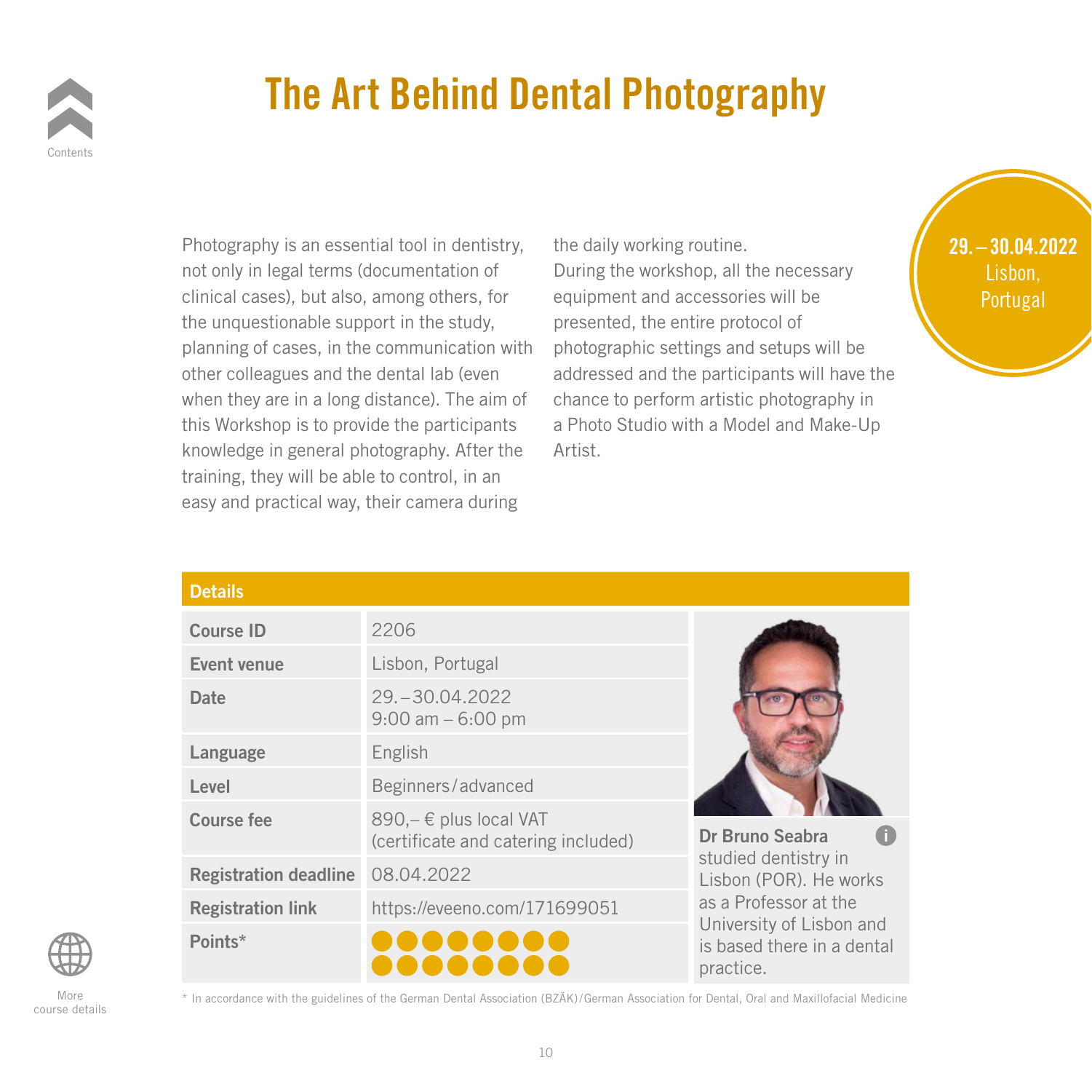# The Art Behind Dental Photography

29. – 30.04.2022
Lisbon, Portugal

Photography is an essential tool in dentistry, not only in legal terms (documentation of clinical cases), but also, among others, for the unquestionable support in the study, planning of cases, in the communication with other colleagues and the dental lab (even when they are in a long distance). The aim of this Workshop is to provide the participants knowledge in general photography. After the training, they will be able to control, in an easy and practical way, their camera during the daily working routine.
During the workshop, all the necessary equipment and accessories will be presented, the entire protocol of photographic settings and setups will be addressed and the participants will have the chance to perform artistic photography in a Photo Studio with a Model and Make-Up Artist.

## Details

| | |
|---|---|
| **Course ID** | 2206 |
| **Event venue** | Lisbon, Portugal |
| **Date** | 29. – 30.04.2022<br>9:00 am – 6:00 pm |
| **Language** | English |
| **Level** | Beginners/advanced |
| **Course fee** | 890,– € plus local VAT<br>(certificate and catering included) |
| **Registration deadline** | 08.04.2022 |
| **Registration link** | https://eveeno.com/171699051 |
| **Points*** | 16 |

**Dr Bruno Seabra** studied dentistry in Lisbon (POR). He works as a Professor at the University of Lisbon and is based there in a dental practice.

* In accordance with the guidelines of the German Dental Association (BZÄK)/German Association for Dental, Oral and Maxillofacial Medicine

More course details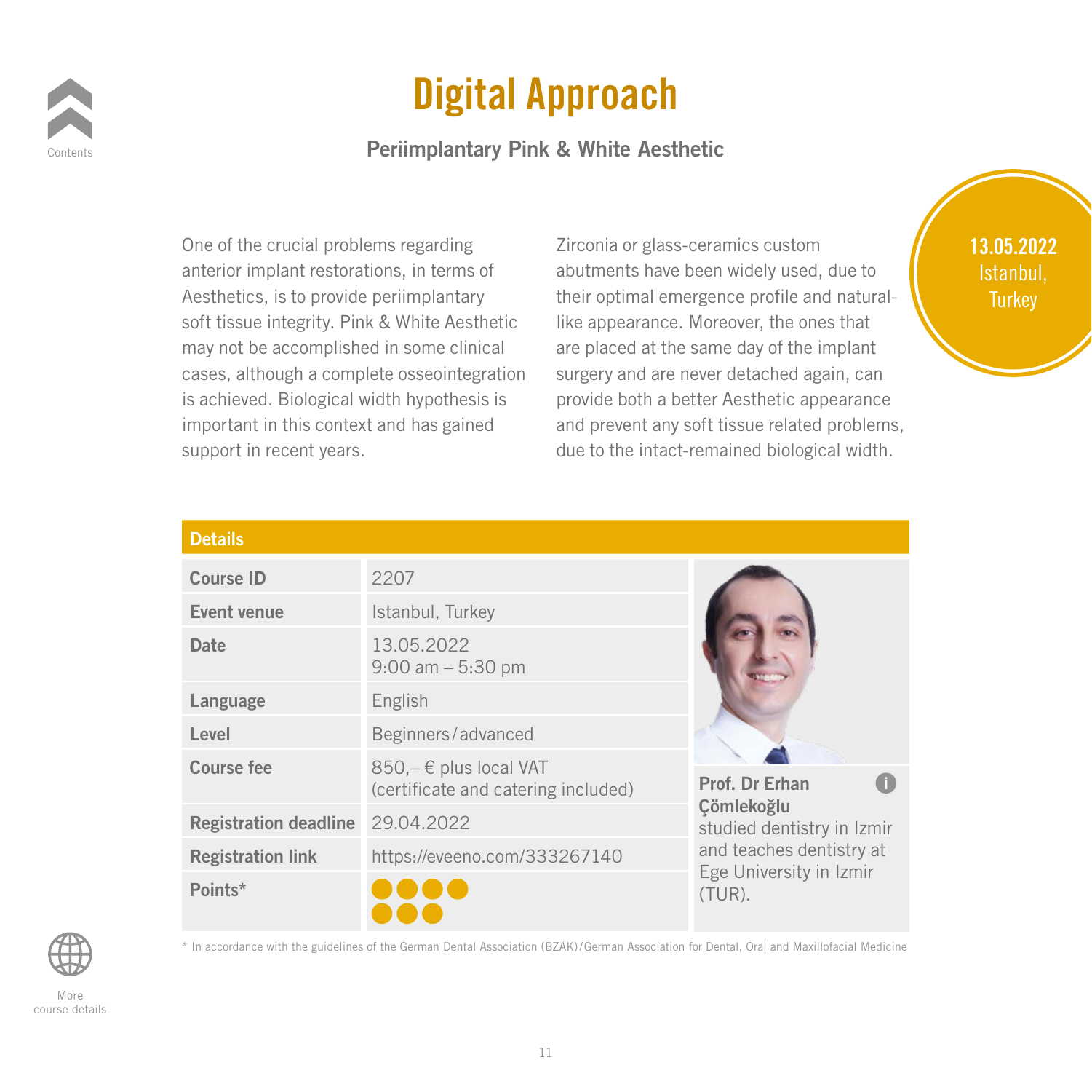# Digital Approach

## Periimplantary Pink & White Aesthetic

**13.05.2022**
Istanbul, Turkey

One of the crucial problems regarding anterior implant restorations, in terms of Aesthetics, is to provide periimplantary soft tissue integrity. Pink & White Aesthetic may not be accomplished in some clinical cases, although a complete osseointegration is achieved. Biological width hypothesis is important in this context and has gained support in recent years.

Zirconia or glass-ceramics custom abutments have been widely used, due to their optimal emergence profile and natural-like appearance. Moreover, the ones that are placed at the same day of the implant surgery and are never detached again, can provide both a better Aesthetic appearance and prevent any soft tissue related problems, due to the intact-remained biological width.

### Details

| | |
|---|---|
| **Course ID** | 2207 |
| **Event venue** | Istanbul, Turkey |
| **Date** | 13.05.2022<br>9:00 am – 5:30 pm |
| **Language** | English |
| **Level** | Beginners/advanced |
| **Course fee** | 850,– € plus local VAT<br>(certificate and catering included) |
| **Registration deadline** | 29.04.2022 |
| **Registration link** | https://eveeno.com/333267140 |
| **Points*** | ●●●●●●● |

**Prof. Dr Erhan Çömlekoğlu**
studied dentistry in Izmir and teaches dentistry at Ege University in Izmir (TUR).

* In accordance with the guidelines of the German Dental Association (BZÄK)/German Association for Dental, Oral and Maxillofacial Medicine

Contents

More course details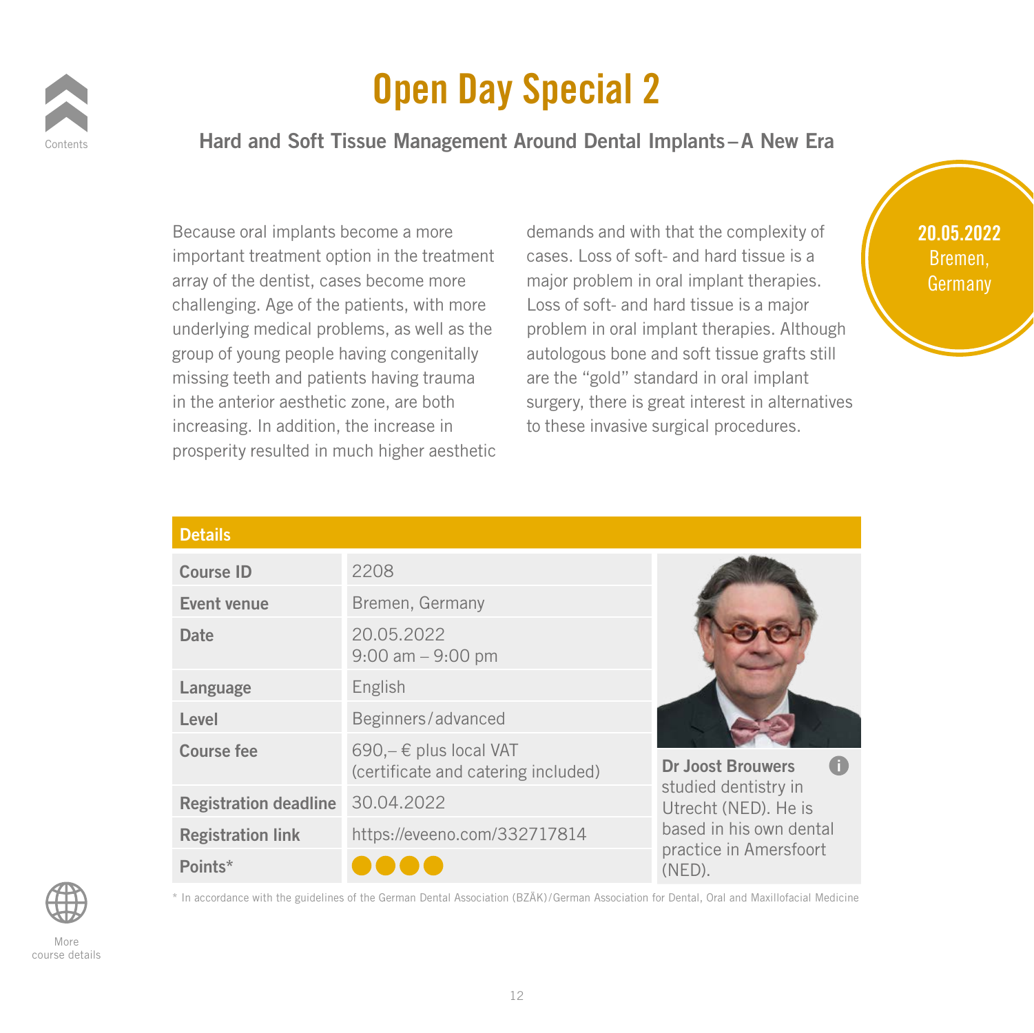# Open Day Special 2

## Hard and Soft Tissue Management Around Dental Implants – A New Era

**20.05.2022**
Bremen, Germany

Because oral implants become a more important treatment option in the treatment array of the dentist, cases become more challenging. Age of the patients, with more underlying medical problems, as well as the group of young people having congenitally missing teeth and patients having trauma in the anterior aesthetic zone, are both increasing. In addition, the increase in prosperity resulted in much higher aesthetic demands and with that the complexity of cases. Loss of soft- and hard tissue is a major problem in oral implant therapies. Loss of soft- and hard tissue is a major problem in oral implant therapies. Although autologous bone and soft tissue grafts still are the "gold" standard in oral implant surgery, there is great interest in alternatives to these invasive surgical procedures.

### Details

| | |
|---|---|
| **Course ID** | 2208 |
| **Event venue** | Bremen, Germany |
| **Date** | 20.05.2022<br>9:00 am – 9:00 pm |
| **Language** | English |
| **Level** | Beginners/advanced |
| **Course fee** | 690,– € plus local VAT<br>(certificate and catering included) |
| **Registration deadline** | 30.04.2022 |
| **Registration link** | https://eveeno.com/332717814 |
| **Points*** | ●●●● |

**Dr Joost Brouwers** studied dentistry in Utrecht (NED). He is based in his own dental practice in Amersfoort (NED).

* In accordance with the guidelines of the German Dental Association (BZÄK)/German Association for Dental, Oral and Maxillofacial Medicine

Contents

More course details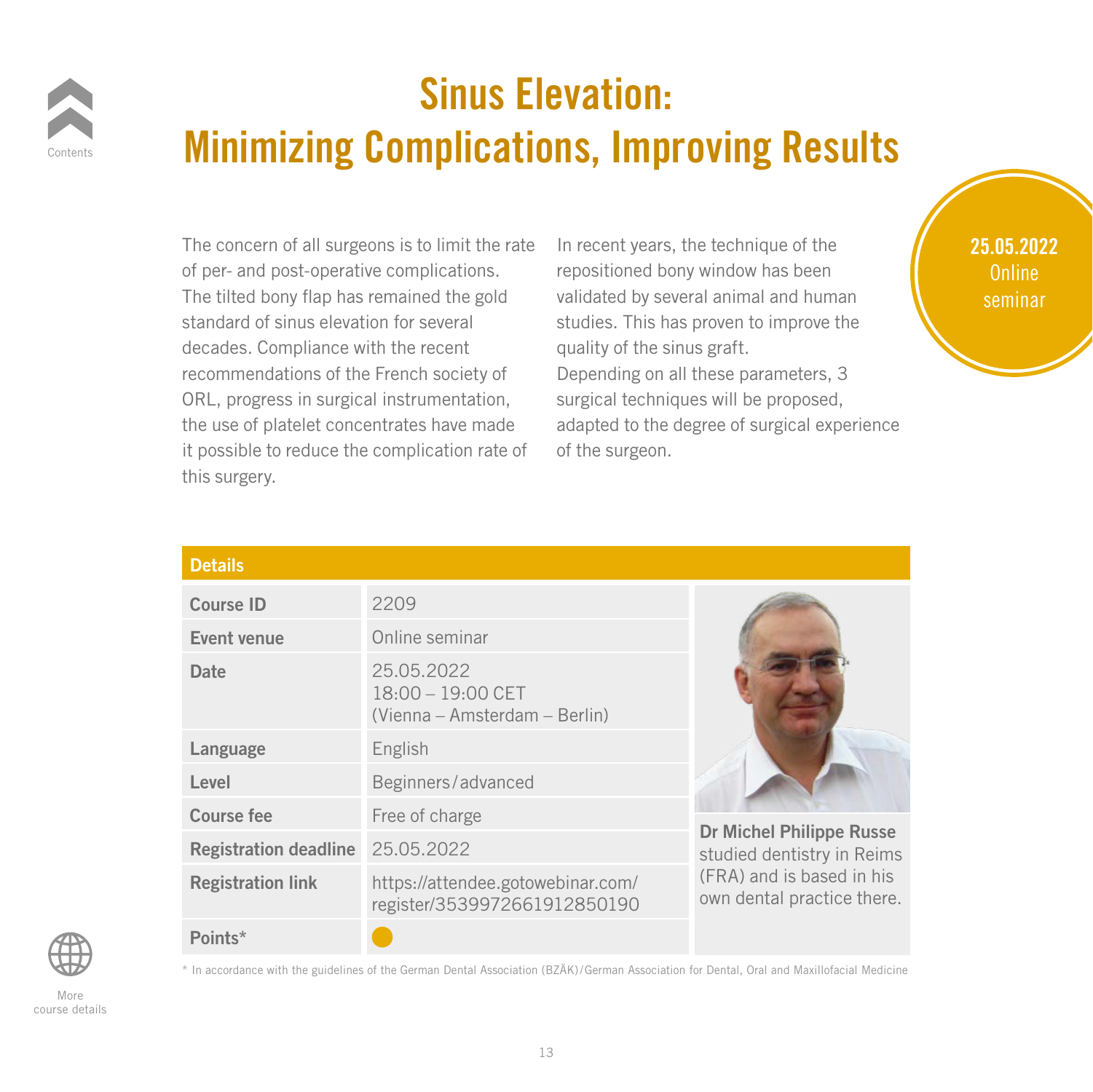# Sinus Elevation: Minimizing Complications, Improving Results

**25.05.2022**
Online seminar

The concern of all surgeons is to limit the rate of per- and post-operative complications. The tilted bony flap has remained the gold standard of sinus elevation for several decades. Compliance with the recent recommendations of the French society of ORL, progress in surgical instrumentation, the use of platelet concentrates have made it possible to reduce the complication rate of this surgery.

In recent years, the technique of the repositioned bony window has been validated by several animal and human studies. This has proven to improve the quality of the sinus graft.
Depending on all these parameters, 3 surgical techniques will be proposed, adapted to the degree of surgical experience of the surgeon.

## Details

| | |
|---|---|
| **Course ID** | 2209 |
| **Event venue** | Online seminar |
| **Date** | 25.05.2022<br>18:00 – 19:00 CET<br>(Vienna – Amsterdam – Berlin) |
| **Language** | English |
| **Level** | Beginners/advanced |
| **Course fee** | Free of charge |
| **Registration deadline** | 25.05.2022 |
| **Registration link** | https://attendee.gotowebinar.com/register/3539972661912850190 |
| **Points*** | ● |

**Dr Michel Philippe Russe** studied dentistry in Reims (FRA) and is based in his own dental practice there.

* In accordance with the guidelines of the German Dental Association (BZÄK)/German Association for Dental, Oral and Maxillofacial Medicine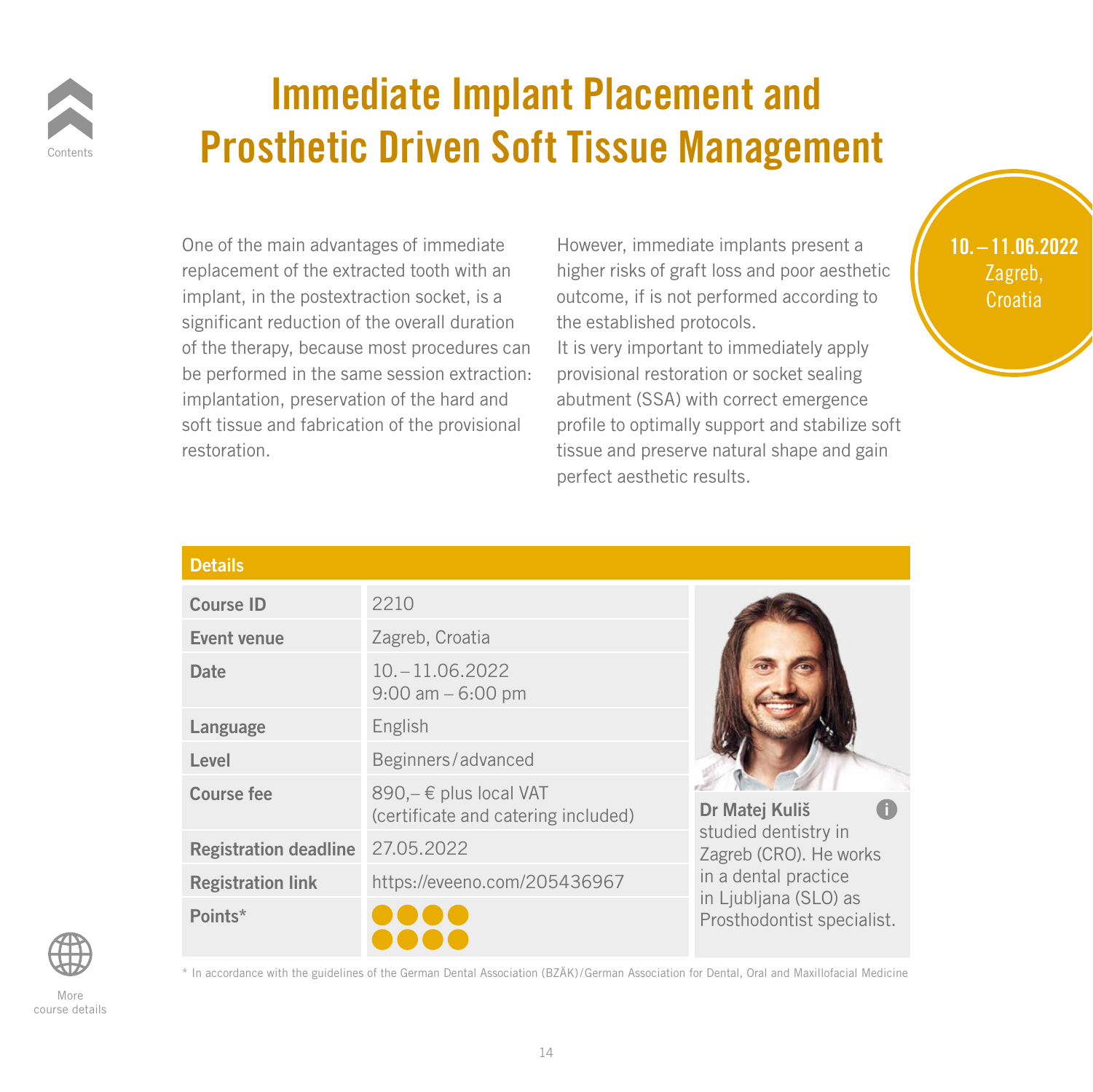# Immediate Implant Placement and Prosthetic Driven Soft Tissue Management

**10. – 11.06.2022**
Zagreb, Croatia

One of the main advantages of immediate replacement of the extracted tooth with an implant, in the postextraction socket, is a significant reduction of the overall duration of the therapy, because most procedures can be performed in the same session extraction: implantation, preservation of the hard and soft tissue and fabrication of the provisional restoration.

However, immediate implants present a higher risks of graft loss and poor aesthetic outcome, if is not performed according to the established protocols.
It is very important to immediately apply provisional restoration or socket sealing abutment (SSA) with correct emergence profile to optimally support and stabilize soft tissue and preserve natural shape and gain perfect aesthetic results.

## Details

| | |
|---|---|
| **Course ID** | 2210 |
| **Event venue** | Zagreb, Croatia |
| **Date** | 10. – 11.06.2022<br>9:00 am – 6:00 pm |
| **Language** | English |
| **Level** | Beginners/advanced |
| **Course fee** | 890,– € plus local VAT<br>(certificate and catering included) |
| **Registration deadline** | 27.05.2022 |
| **Registration link** | https://eveeno.com/205436967 |
| **Points*** | ●●●●●●●● |

**Dr Matej Kuliš**
studied dentistry in Zagreb (CRO). He works in a dental practice in Ljubljana (SLO) as Prosthodontist specialist.

* In accordance with the guidelines of the German Dental Association (BZÄK)/German Association for Dental, Oral and Maxillofacial Medicine

Contents

More course details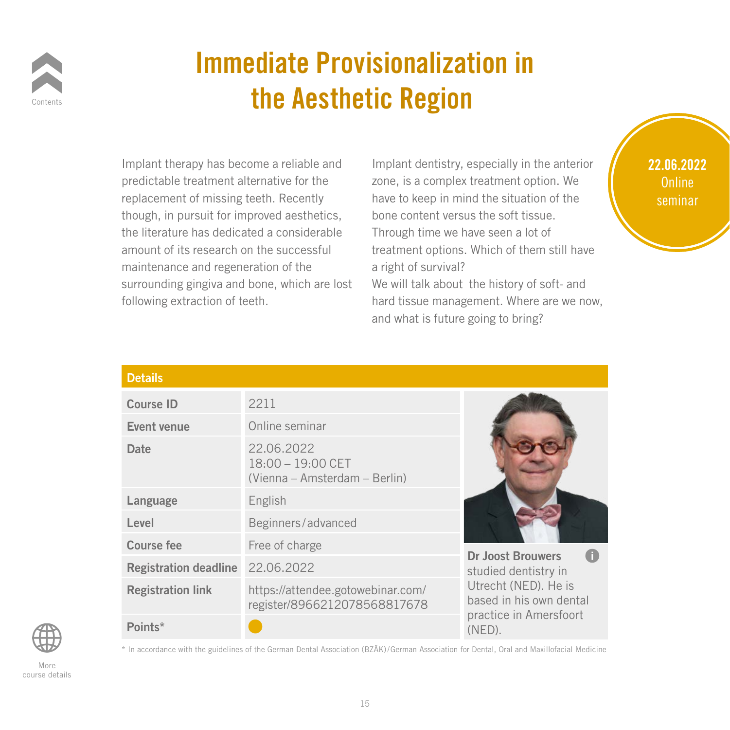# Immediate Provisionalization in the Aesthetic Region

**22.06.2022**
Online seminar

Implant therapy has become a reliable and predictable treatment alternative for the replacement of missing teeth. Recently though, in pursuit for improved aesthetics, the literature has dedicated a considerable amount of its research on the successful maintenance and regeneration of the surrounding gingiva and bone, which are lost following extraction of teeth.

Implant dentistry, especially in the anterior zone, is a complex treatment option. We have to keep in mind the situation of the bone content versus the soft tissue. Through time we have seen a lot of treatment options. Which of them still have a right of survival?
We will talk about the history of soft- and hard tissue management. Where are we now, and what is future going to bring?

**Details**

| | |
|---|---|
| **Course ID** | 2211 |
| **Event venue** | Online seminar |
| **Date** | 22.06.2022<br>18:00 – 19:00 CET<br>(Vienna – Amsterdam – Berlin) |
| **Language** | English |
| **Level** | Beginners/advanced |
| **Course fee** | Free of charge |
| **Registration deadline** | 22.06.2022 |
| **Registration link** | https://attendee.gotowebinar.com/register/8966212078568817678 |
| **Points*** | ● |

**Dr Joost Brouwers** studied dentistry in Utrecht (NED). He is based in his own dental practice in Amersfoort (NED).

* In accordance with the guidelines of the German Dental Association (BZÄK)/German Association for Dental, Oral and Maxillofacial Medicine

Contents

More course details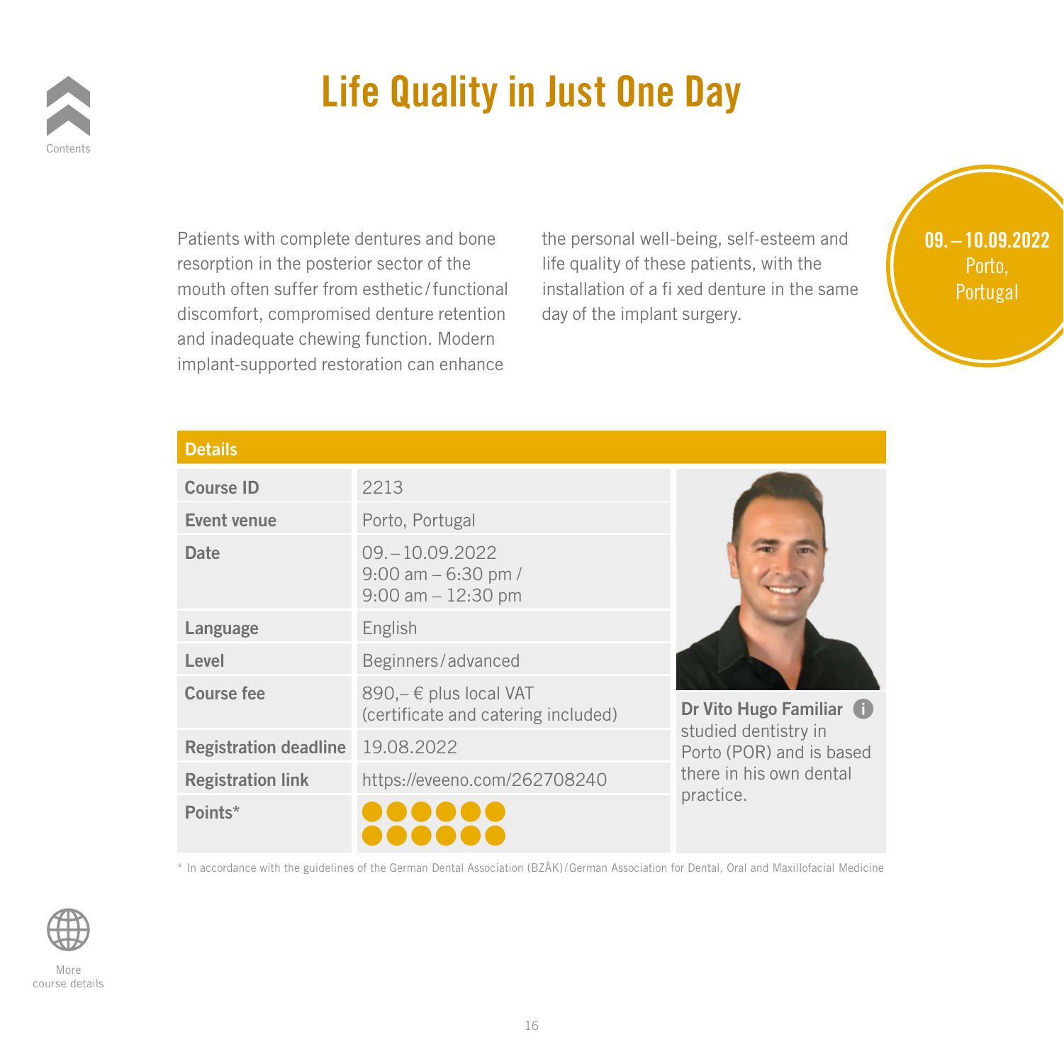# Life Quality in Just One Day

Patients with complete dentures and bone resorption in the posterior sector of the mouth often suffer from esthetic / functional discomfort, compromised denture retention and inadequate chewing function. Modern implant-supported restoration can enhance the personal well-being, self-esteem and life quality of these patients, with the installation of a fi xed denture in the same day of the implant surgery.

**09. – 10.09.2022**
Porto, Portugal

## Details

| Details | |
|---|---|
| **Course ID** | 2213 |
| **Event venue** | Porto, Portugal |
| **Date** | 09. – 10.09.2022<br>9:00 am – 6:30 pm /<br>9:00 am – 12:30 pm |
| **Language** | English |
| **Level** | Beginners / advanced |
| **Course fee** | 890,– € plus local VAT<br>(certificate and catering included) |
| **Registration deadline** | 19.08.2022 |
| **Registration link** | https://eveeno.com/262708240 |
| **Points*** | ●●●●●●<br>●●●●●● |

**Dr Vito Hugo Familiar** studied dentistry in Porto (POR) and is based there in his own dental practice.

* In accordance with the guidelines of the German Dental Association (BZÄK) / German Association for Dental, Oral and Maxillofacial Medicine

Contents

More course details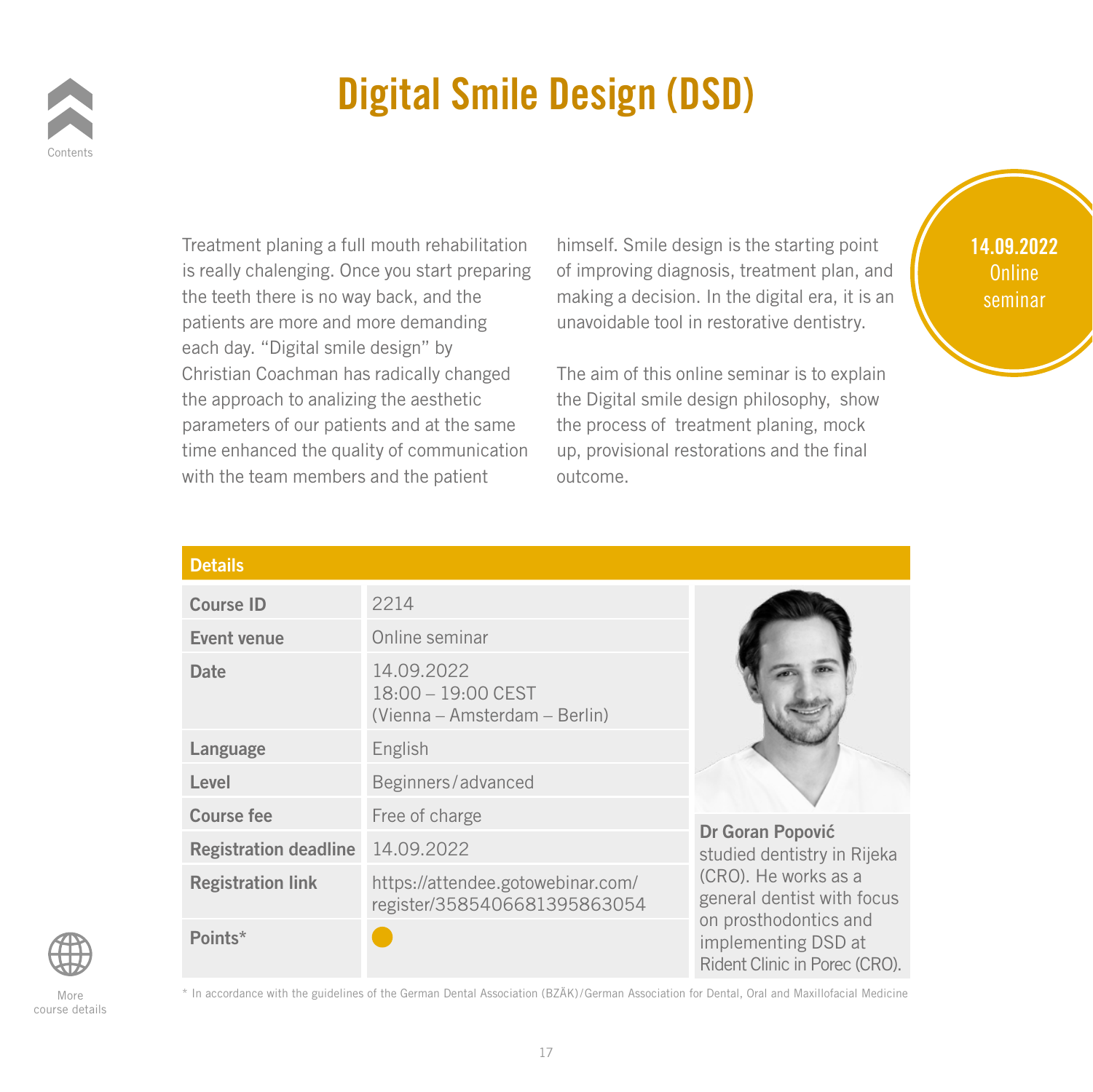# Digital Smile Design (DSD)

**14.09.2022**
Online seminar

Treatment planing a full mouth rehabilitation is really chalenging. Once you start preparing the teeth there is no way back, and the patients are more and more demanding each day. "Digital smile design" by Christian Coachman has radically changed the approach to analizing the aesthetic parameters of our patients and at the same time enhanced the quality of communication with the team members and the patient himself. Smile design is the starting point of improving diagnosis, treatment plan, and making a decision. In the digital era, it is an unavoidable tool in restorative dentistry.

The aim of this online seminar is to explain the Digital smile design philosophy, show the process of treatment planing, mock up, provisional restorations and the final outcome.

## Details

| | |
|---|---|
| **Course ID** | 2214 |
| **Event venue** | Online seminar |
| **Date** | 14.09.2022<br>18:00 – 19:00 CEST<br>(Vienna – Amsterdam – Berlin) |
| **Language** | English |
| **Level** | Beginners/advanced |
| **Course fee** | Free of charge |
| **Registration deadline** | 14.09.2022 |
| **Registration link** | https://attendee.gotowebinar.com/register/3585406681395863054 |
| **Points*** | ● |

**Dr Goran Popović** studied dentistry in Rijeka (CRO). He works as a general dentist with focus on prosthodontics and implementing DSD at Rident Clinic in Porec (CRO).

* In accordance with the guidelines of the German Dental Association (BZÄK)/German Association for Dental, Oral and Maxillofacial Medicine

Contents

More course details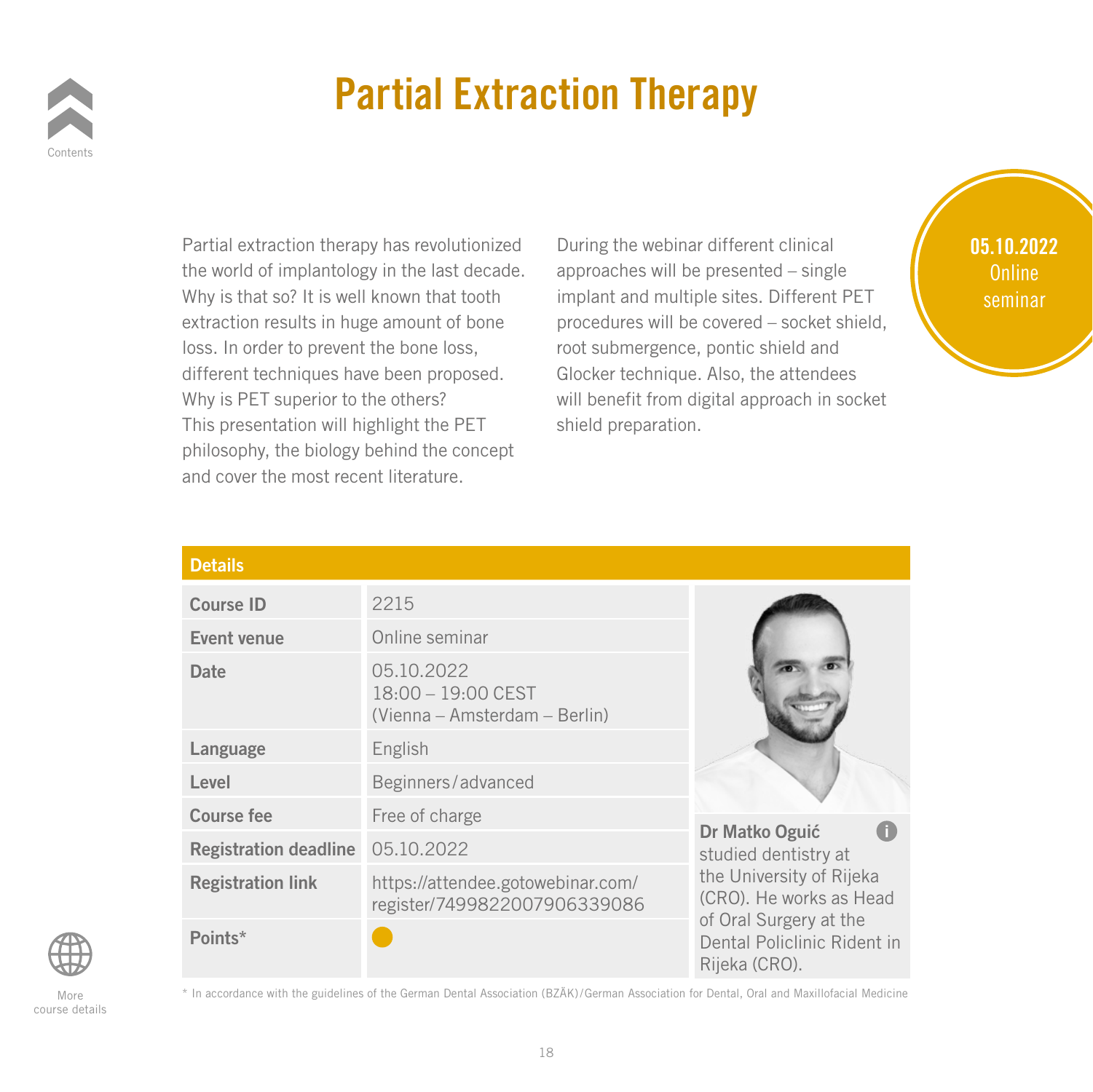# Partial Extraction Therapy

**05.10.2022** Online seminar

Partial extraction therapy has revolutionized the world of implantology in the last decade. Why is that so? It is well known that tooth extraction results in huge amount of bone loss. In order to prevent the bone loss, different techniques have been proposed. Why is PET superior to the others? This presentation will highlight the PET philosophy, the biology behind the concept and cover the most recent literature.

During the webinar different clinical approaches will be presented – single implant and multiple sites. Different PET procedures will be covered – socket shield, root submergence, pontic shield and Glocker technique. Also, the attendees will benefit from digital approach in socket shield preparation.

## Details

| | |
|---|---|
| **Course ID** | 2215 |
| **Event venue** | Online seminar |
| **Date** | 05.10.2022<br>18:00 – 19:00 CEST<br>(Vienna – Amsterdam – Berlin) |
| **Language** | English |
| **Level** | Beginners/advanced |
| **Course fee** | Free of charge |
| **Registration deadline** | 05.10.2022 |
| **Registration link** | https://attendee.gotowebinar.com/register/7499822007906339086 |
| **Points*** | ● |

**Dr Matko Oguić** studied dentistry at the University of Rijeka (CRO). He works as Head of Oral Surgery at the Dental Policlinic Rident in Rijeka (CRO).

* In accordance with the guidelines of the German Dental Association (BZÄK)/German Association for Dental, Oral and Maxillofacial Medicine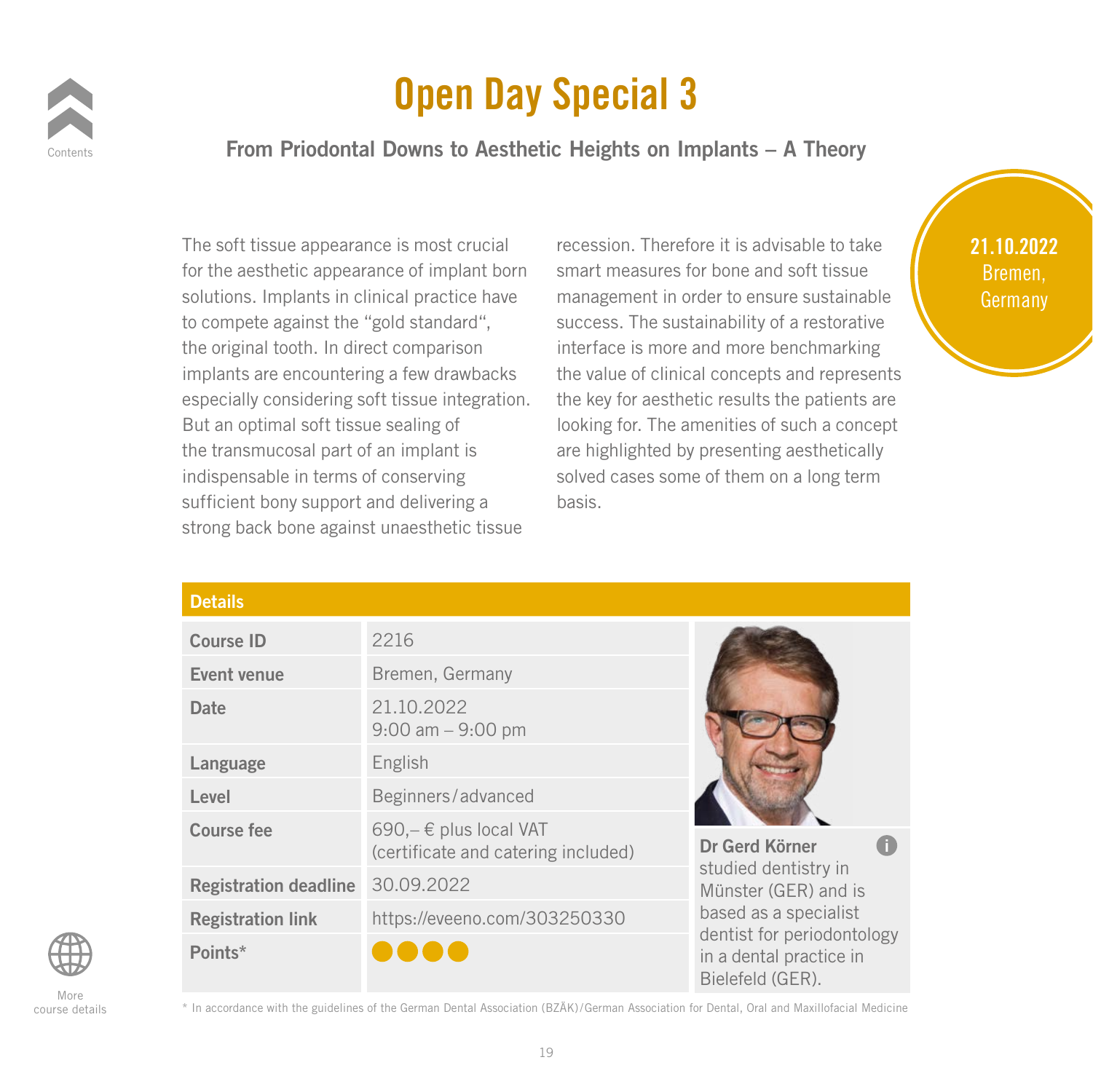# Open Day Special 3

## From Priodontal Downs to Aesthetic Heights on Implants – A Theory

**21.10.2022**
Bremen, Germany

The soft tissue appearance is most crucial for the aesthetic appearance of implant born solutions. Implants in clinical practice have to compete against the "gold standard", the original tooth. In direct comparison implants are encountering a few drawbacks especially considering soft tissue integration. But an optimal soft tissue sealing of the transmucosal part of an implant is indispensable in terms of conserving sufficient bony support and delivering a strong back bone against unaesthetic tissue recession. Therefore it is advisable to take smart measures for bone and soft tissue management in order to ensure sustainable success. The sustainability of a restorative interface is more and more benchmarking the value of clinical concepts and represents the key for aesthetic results the patients are looking for. The amenities of such a concept are highlighted by presenting aesthetically solved cases some of them on a long term basis.

### Details

| | |
|---|---|
| **Course ID** | 2216 |
| **Event venue** | Bremen, Germany |
| **Date** | 21.10.2022<br>9:00 am – 9:00 pm |
| **Language** | English |
| **Level** | Beginners/advanced |
| **Course fee** | 690,– € plus local VAT<br>(certificate and catering included) |
| **Registration deadline** | 30.09.2022 |
| **Registration link** | https://eveeno.com/303250330 |
| **Points*** | ●●●● |

**Dr Gerd Körner** studied dentistry in Münster (GER) and is based as a specialist dentist for periodontology in a dental practice in Bielefeld (GER).

\* In accordance with the guidelines of the German Dental Association (BZÄK)/German Association for Dental, Oral and Maxillofacial Medicine

Contents

More course details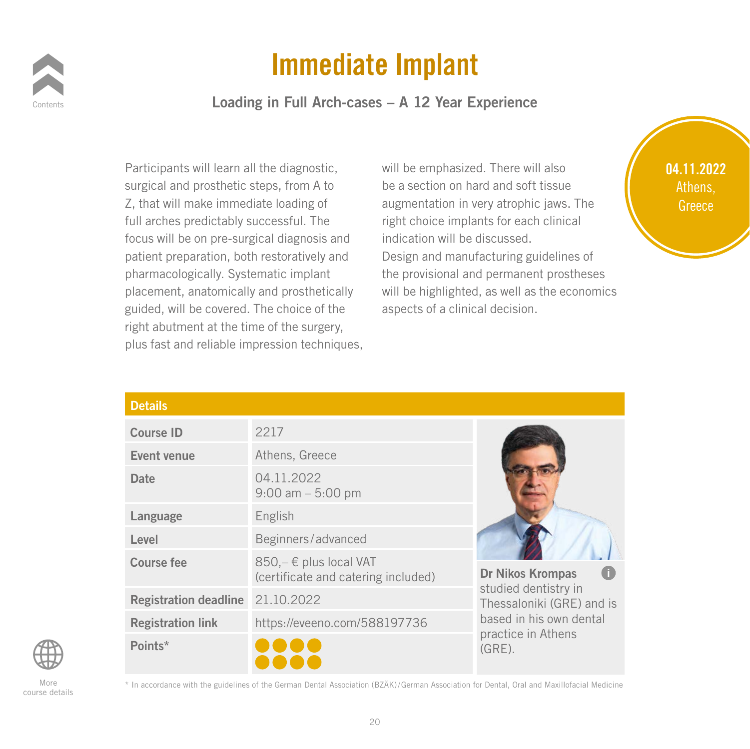# Immediate Implant

## Loading in Full Arch-cases – A 12 Year Experience

**04.11.2022**
Athens, Greece

Participants will learn all the diagnostic, surgical and prosthetic steps, from A to Z, that will make immediate loading of full arches predictably successful. The focus will be on pre-surgical diagnosis and patient preparation, both restoratively and pharmacologically. Systematic implant placement, anatomically and prosthetically guided, will be covered. The choice of the right abutment at the time of the surgery, plus fast and reliable impression techniques, will be emphasized. There will also be a section on hard and soft tissue augmentation in very atrophic jaws. The right choice implants for each clinical indication will be discussed.
Design and manufacturing guidelines of the provisional and permanent prostheses will be highlighted, as well as the economics aspects of a clinical decision.

### Details

| | |
|---|---|
| **Course ID** | 2217 |
| **Event venue** | Athens, Greece |
| **Date** | 04.11.2022<br>9:00 am – 5:00 pm |
| **Language** | English |
| **Level** | Beginners/advanced |
| **Course fee** | 850,– € plus local VAT<br>(certificate and catering included) |
| **Registration deadline** | 21.10.2022 |
| **Registration link** | https://eveeno.com/588197736 |
| **Points*** | 8 |

**Dr Nikos Krompas** studied dentistry in Thessaloniki (GRE) and is based in his own dental practice in Athens (GRE).

\* In accordance with the guidelines of the German Dental Association (BZÄK)/German Association for Dental, Oral and Maxillofacial Medicine

Contents

More course details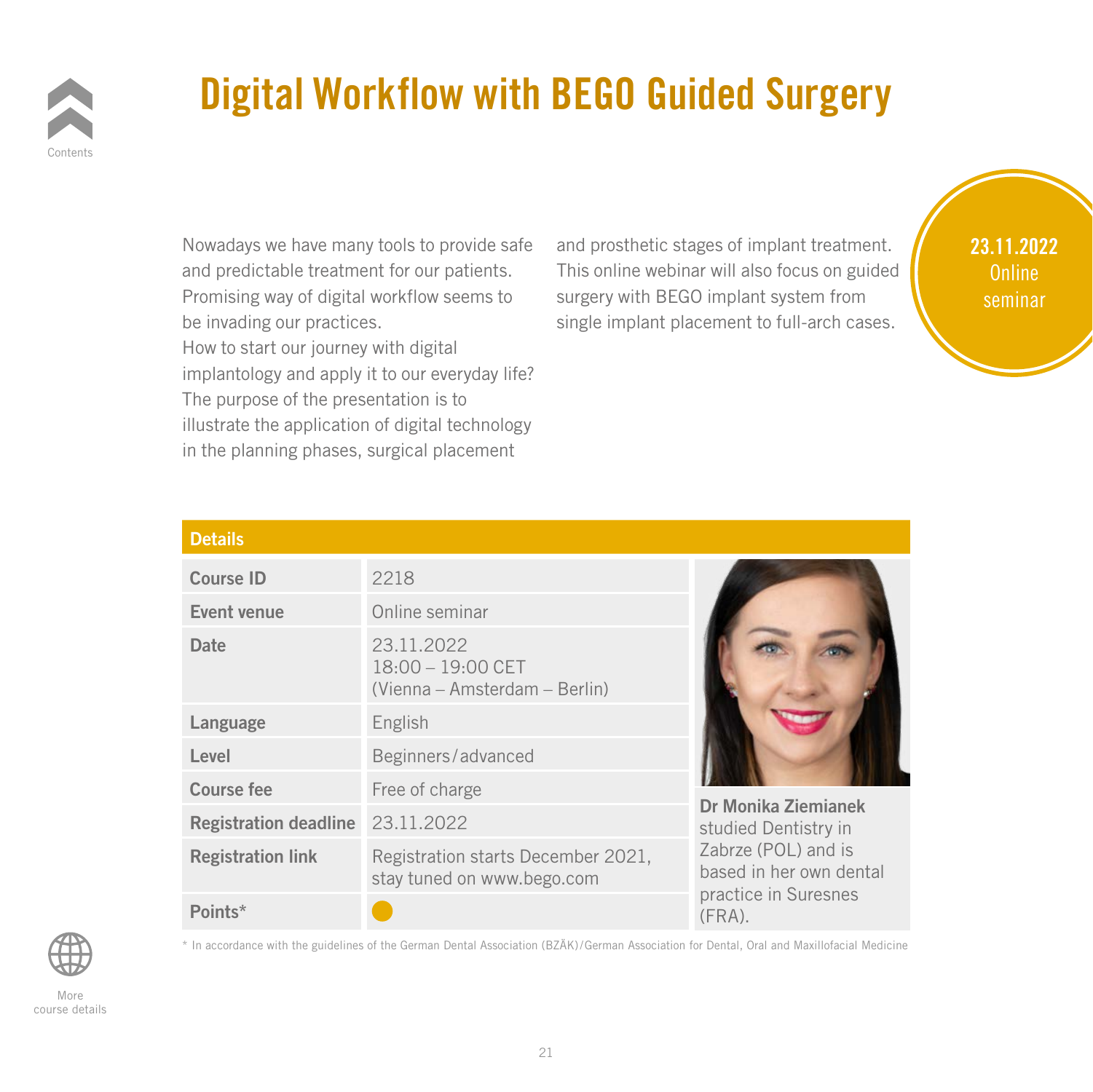Contents

# Digital Workflow with BEGO Guided Surgery

Nowadays we have many tools to provide safe and predictable treatment for our patients. Promising way of digital workflow seems to be invading our practices.
How to start our journey with digital implantology and apply it to our everyday life? The purpose of the presentation is to illustrate the application of digital technology in the planning phases, surgical placement and prosthetic stages of implant treatment. This online webinar will also focus on guided surgery with BEGO implant system from single implant placement to full-arch cases.

**23.11.2022**
Online seminar

## Details

| | |
|---|---|
| **Course ID** | 2218 |
| **Event venue** | Online seminar |
| **Date** | 23.11.2022<br>18:00 – 19:00 CET<br>(Vienna – Amsterdam – Berlin) |
| **Language** | English |
| **Level** | Beginners/advanced |
| **Course fee** | Free of charge |
| **Registration deadline** | 23.11.2022 |
| **Registration link** | Registration starts December 2021, stay tuned on www.bego.com |
| **Points*** | ● |

**Dr Monika Ziemianek** studied Dentistry in Zabrze (POL) and is based in her own dental practice in Suresnes (FRA).

* In accordance with the guidelines of the German Dental Association (BZÄK)/German Association for Dental, Oral and Maxillofacial Medicine

More course details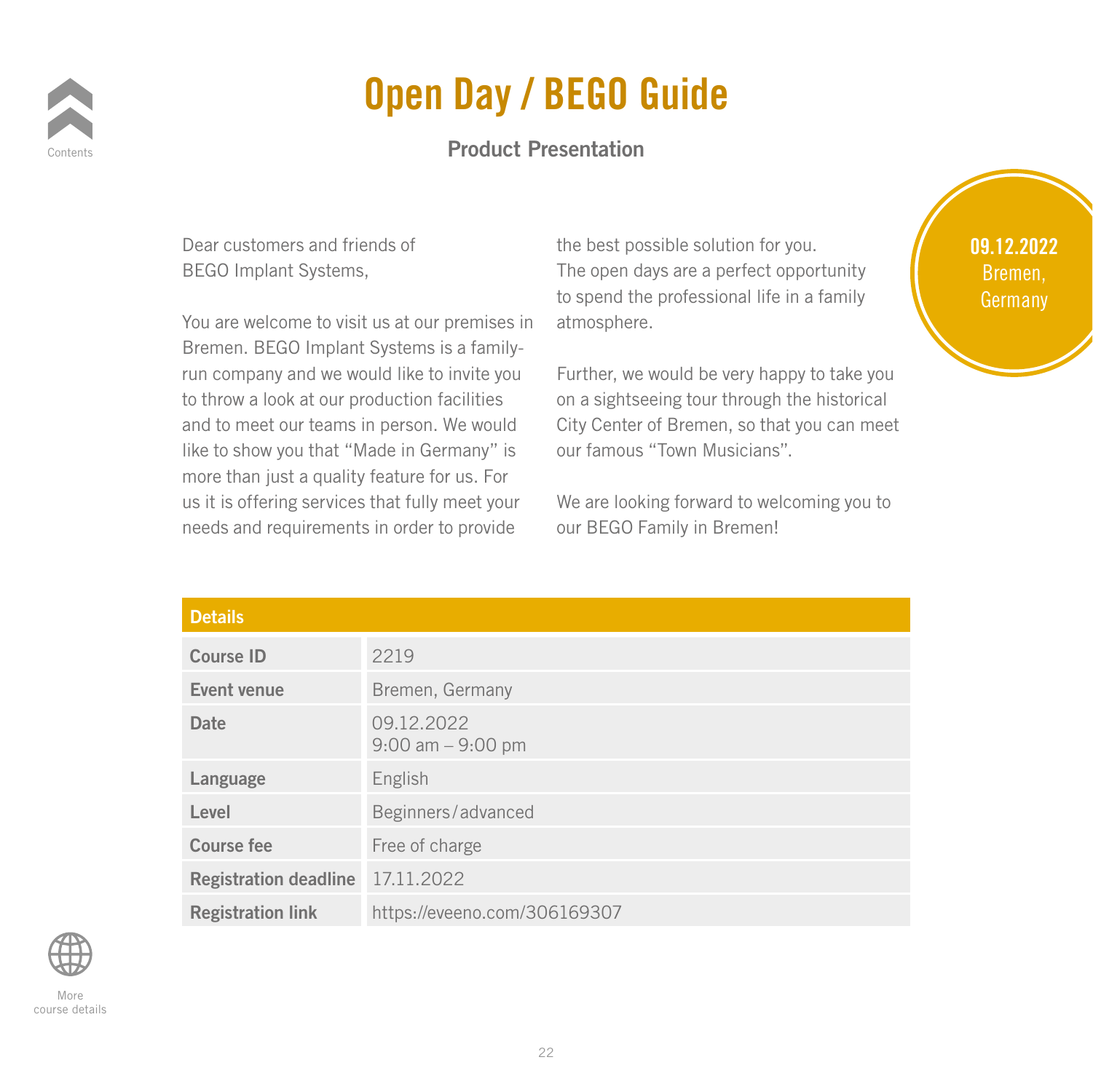# Open Day / BEGO Guide

## Product Presentation

**09.12.2022**
Bremen, Germany

Dear customers and friends of
BEGO Implant Systems,

You are welcome to visit us at our premises in Bremen. BEGO Implant Systems is a family-run company and we would like to invite you to throw a look at our production facilities and to meet our teams in person. We would like to show you that "Made in Germany" is more than just a quality feature for us. For us it is offering services that fully meet your needs and requirements in order to provide the best possible solution for you.
The open days are a perfect opportunity to spend the professional life in a family atmosphere.

Further, we would be very happy to take you on a sightseeing tour through the historical City Center of Bremen, so that you can meet our famous "Town Musicians".

We are looking forward to welcoming you to our BEGO Family in Bremen!

| Details | |
|---|---|
| **Course ID** | 2219 |
| **Event venue** | Bremen, Germany |
| **Date** | 09.12.2022<br>9:00 am – 9:00 pm |
| **Language** | English |
| **Level** | Beginners/advanced |
| **Course fee** | Free of charge |
| **Registration deadline** | 17.11.2022 |
| **Registration link** | https://eveeno.com/306169307 |

More course details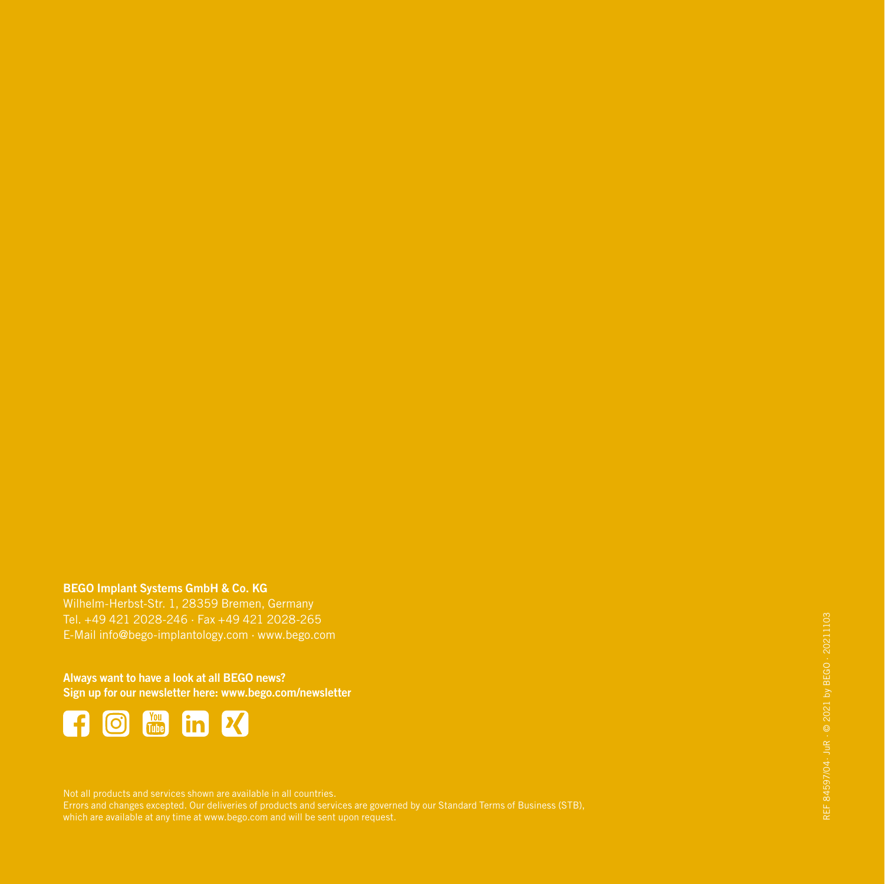**BEGO Implant Systems GmbH & Co. KG**
Wilhelm-Herbst-Str. 1, 28359 Bremen, Germany
Tel. +49 421 2028-246 · Fax +49 421 2028-265
E-Mail info@bego-implantology.com · www.bego.com

**Always want to have a look at all BEGO news?**
**Sign up for our newsletter here: www.bego.com/newsletter**

Not all products and services shown are available in all countries.
Errors and changes excepted. Our deliveries of products and services are governed by our Standard Terms of Business (STB), which are available at any time at www.bego.com and will be sent upon request.

REF 84597/04 · JuR · © 2021 by BEGO · 20211103